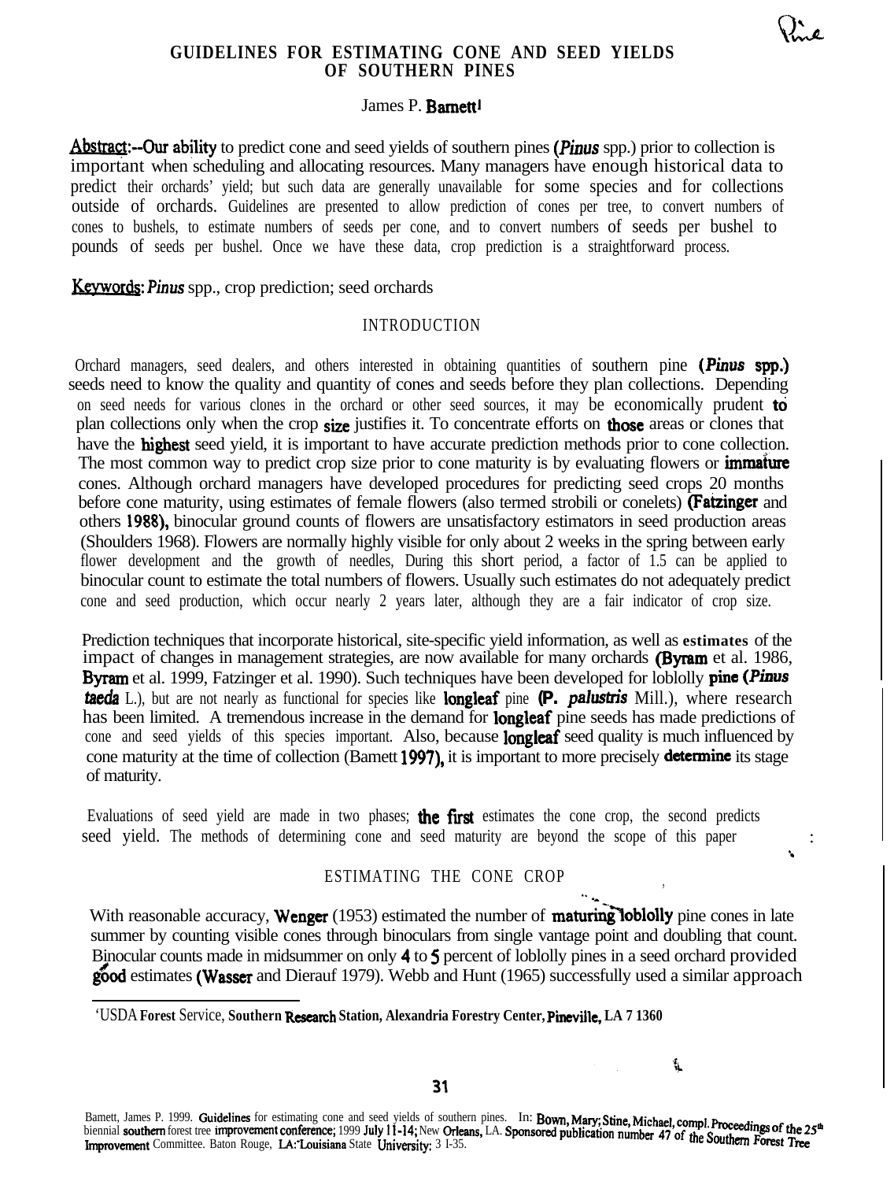# GUIDELINES FOR ESTIMATING CONE AND SEED YIELDS OF SOUTHERN PINES

James P. Barnett[1]

**Abstract**:--Our ability to predict cone and seed yields of southern pines (*Pinus* spp.) prior to collection is important when scheduling and allocating resources. Many managers have enough historical data to predict their orchards' yield; but such data are generally unavailable for some species and for collections outside of orchards. Guidelines are presented to allow prediction of cones per tree, to convert numbers of cones to bushels, to estimate numbers of seeds per cone, and to convert numbers of seeds per bushel to pounds of seeds per bushel. Once we have these data, crop prediction is a straightforward process.

**Keywords**: *Pinus* spp., crop prediction; seed orchards

## INTRODUCTION

Orchard managers, seed dealers, and others interested in obtaining quantities of southern pine (*Pinus* spp.) seeds need to know the quality and quantity of cones and seeds before they plan collections. Depending on seed needs for various clones in the orchard or other seed sources, it may be economically prudent to plan collections only when the crop size justifies it. To concentrate efforts on those areas or clones that have the highest seed yield, it is important to have accurate prediction methods prior to cone collection. The most common way to predict crop size prior to cone maturity is by evaluating flowers or immature cones. Although orchard managers have developed procedures for predicting seed crops 20 months before cone maturity, using estimates of female flowers (also termed strobili or conelets) (Fatzinger and others 1988), binocular ground counts of flowers are unsatisfactory estimators in seed production areas (Shoulders 1968). Flowers are normally highly visible for only about 2 weeks in the spring between early flower development and the growth of needles, During this short period, a factor of 1.5 can be applied to binocular count to estimate the total numbers of flowers. Usually such estimates do not adequately predict cone and seed production, which occur nearly 2 years later, although they are a fair indicator of crop size.

Prediction techniques that incorporate historical, site-specific yield information, as well as estimates of the impact of changes in management strategies, are now available for many orchards (Byram et al. 1986, Byram et al. 1999, Fatzinger et al. 1990). Such techniques have been developed for loblolly pine (*Pinus taeda* L.), but are not nearly as functional for species like longleaf pine (*P. palustris* Mill.), where research has been limited. A tremendous increase in the demand for longleaf pine seeds has made predictions of cone and seed yields of this species important. Also, because longleaf seed quality is much influenced by cone maturity at the time of collection (Barnett 1997), it is important to more precisely determine its stage of maturity.

Evaluations of seed yield are made in two phases; the first estimates the cone crop, the second predicts seed yield. The methods of determining cone and seed maturity are beyond the scope of this paper.

## ESTIMATING THE CONE CROP

With reasonable accuracy, Wenger (1953) estimated the number of maturing loblolly pine cones in late summer by counting visible cones through binoculars from single vantage point and doubling that count. Binocular counts made in midsummer on only 4 to 5 percent of loblolly pines in a seed orchard provided good estimates (Wasser and Dierauf 1979). Webb and Hunt (1965) successfully used a similar approach

[1] USDA Forest Service, Southern Research Station, Alexandria Forestry Center, Pineville, LA 71360

Barnett, James P. 1999. Guidelines for estimating cone and seed yields of southern pines. In: Bown, Mary; Stine, Michael, compl. Proceedings of the 25th biennial southern forest tree improvement conference; 1999 July 11-14; New Orleans, LA. Sponsored publication number 47 of the Southern Forest Tree Improvement Committee. Baton Rouge, LA: Louisiana State University: 31-35.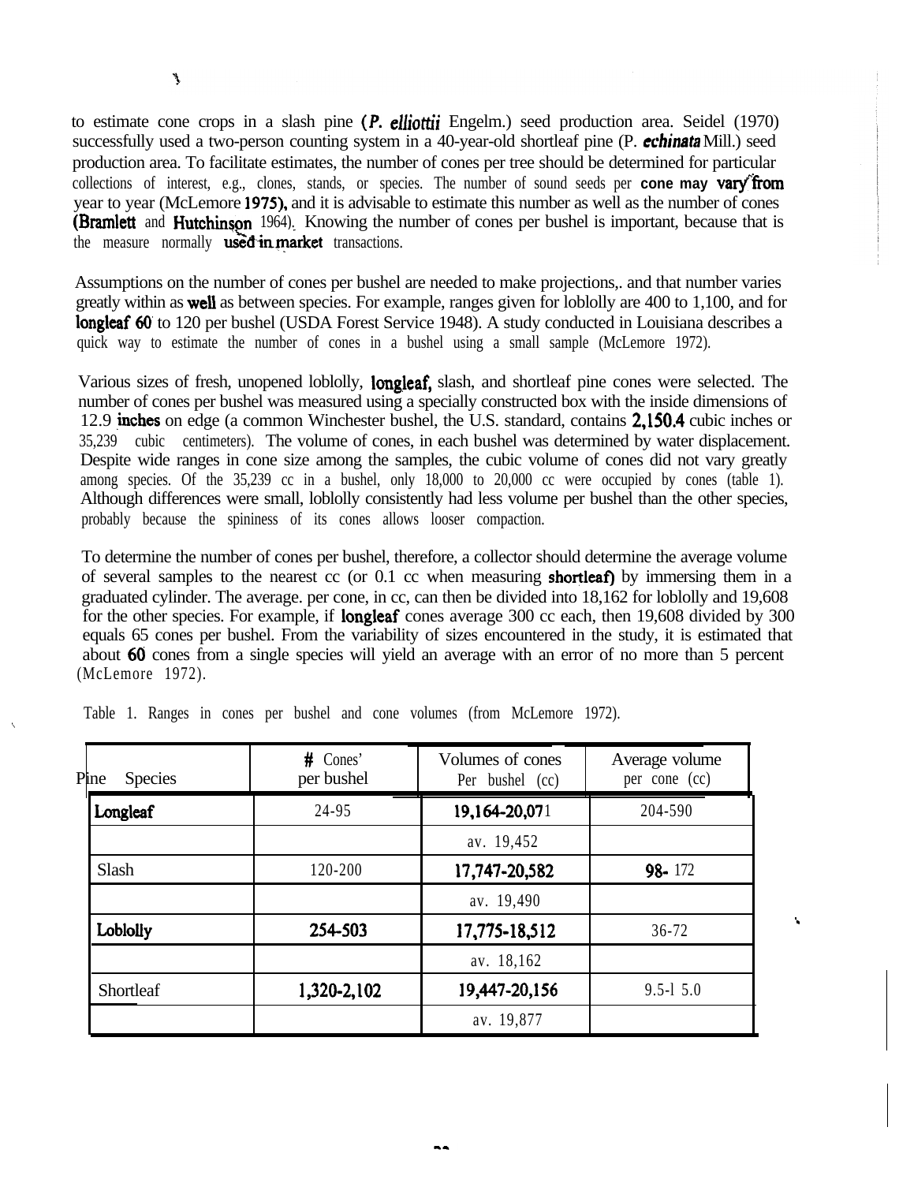to estimate cone crops in a slash pine (*P. elliottii* Engelm.) seed production area. Seidel (1970) successfully used a two-person counting system in a 40-year-old shortleaf pine (P. *echinata* Mill.) seed production area. To facilitate estimates, the number of cones per tree should be determined for particular collections of interest, e.g., clones, stands, or species. The number of sound seeds per cone may vary from year to year (McLemore 1975), and it is advisable to estimate this number as well as the number of cones (Bramlett and Hutchinson 1964). Knowing the number of cones per bushel is important, because that is the measure normally used in market transactions.

Assumptions on the number of cones per bushel are needed to make projections,. and that number varies greatly within as well as between species. For example, ranges given for loblolly are 400 to 1,100, and for longleaf 60 to 120 per bushel (USDA Forest Service 1948). A study conducted in Louisiana describes a quick way to estimate the number of cones in a bushel using a small sample (McLemore 1972).

Various sizes of fresh, unopened loblolly, longleaf, slash, and shortleaf pine cones were selected. The number of cones per bushel was measured using a specially constructed box with the inside dimensions of 12.9 inches on edge (a common Winchester bushel, the U.S. standard, contains 2,150.4 cubic inches or 35,239 cubic centimeters). The volume of cones, in each bushel was determined by water displacement. Despite wide ranges in cone size among the samples, the cubic volume of cones did not vary greatly among species. Of the 35,239 cc in a bushel, only 18,000 to 20,000 cc were occupied by cones (table 1). Although differences were small, loblolly consistently had less volume per bushel than the other species, probably because the spininess of its cones allows looser compaction.

To determine the number of cones per bushel, therefore, a collector should determine the average volume of several samples to the nearest cc (or 0.1 cc when measuring shortleaf) by immersing them in a graduated cylinder. The average. per cone, in cc, can then be divided into 18,162 for loblolly and 19,608 for the other species. For example, if longleaf cones average 300 cc each, then 19,608 divided by 300 equals 65 cones per bushel. From the variability of sizes encountered in the study, it is estimated that about 60 cones from a single species will yield an average with an error of no more than 5 percent (McLemore 1972).

Table 1. Ranges in cones per bushel and cone volumes (from McLemore 1972).

| Pine Species | # Cones' per bushel | Volumes of cones Per bushel (cc) | Average volume per cone (cc) |
|---|---|---|---|
| Longleaf | 24-95 | 19,164-20,071 | 204-590 |
| | | av. 19,452 | |
| Slash | 120-200 | 17,747-20,582 | 98- 172 |
| | | av. 19,490 | |
| Loblolly | 254-503 | 17,775-18,512 | 36-72 |
| | | av. 18,162 | |
| Shortleaf | 1,320-2,102 | 19,447-20,156 | 9.5-15.0 |
| | | av. 19,877 | |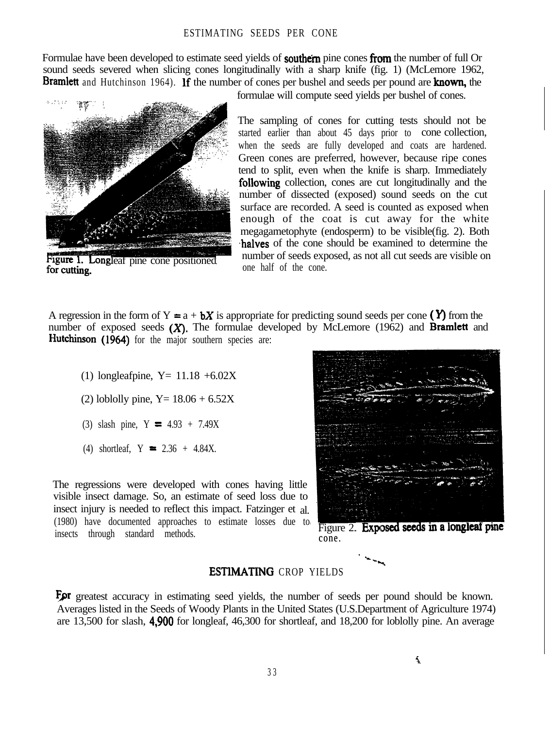## ESTIMATING SEEDS PER CONE

Formulae have been developed to estimate seed yields of southern pine cones from the number of full Or sound seeds severed when slicing cones longitudinally with a sharp knife (fig. 1) (McLemore 1962, Bramlett and Hutchinson 1964). If the number of cones per bushel and seeds per pound are known, the formulae will compute seed yields per bushel of cones.

Figure 1. Longleaf pine cone positioned for cutting.

The sampling of cones for cutting tests should not be started earlier than about 45 days prior to cone collection, when the seeds are fully developed and coats are hardened. Green cones are preferred, however, because ripe cones tend to split, even when the knife is sharp. Immediately following collection, cones are cut longitudinally and the number of dissected (exposed) sound seeds on the cut surface are recorded. A seed is counted as exposed when enough of the coat is cut away for the white megagametophyte (endosperm) to be visible(fig. 2). Both halves of the cone should be examined to determine the number of seeds exposed, as not all cut seeds are visible on one half of the cone.

A regression in the form of $Y = a + bX$ is appropriate for predicting sound seeds per cone ($Y$) from the number of exposed seeds ($X$). The formulae developed by McLemore (1962) and Bramlett and Hutchinson (1964) for the major southern species are:

(1) longleafpine, $Y = 11.18 + 6.02X$

(2) loblolly pine, $Y = 18.06 + 6.52X$

(3) slash pine, $Y = 4.93 + 7.49X$

(4) shortleaf, $Y = 2.36 + 4.84X$.

The regressions were developed with cones having little visible insect damage. So, an estimate of seed loss due to insect injury is needed to reflect this impact. Fatzinger et al. (1980) have documented approaches to estimate losses due to insects through standard methods.

Figure 2. Exposed seeds in a longleaf pine cone.

## ESTIMATING CROP YIELDS

For greatest accuracy in estimating seed yields, the number of seeds per pound should be known. Averages listed in the Seeds of Woody Plants in the United States (U.S.Department of Agriculture 1974) are 13,500 for slash, 4,900 for longleaf, 46,300 for shortleaf, and 18,200 for loblolly pine. An average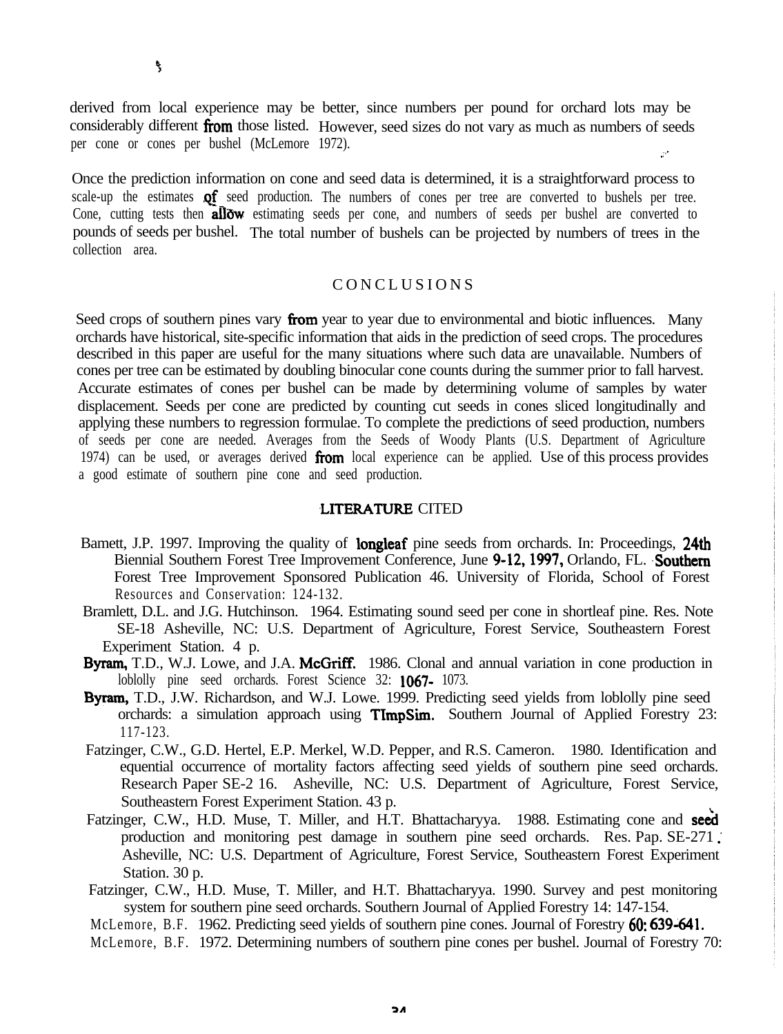derived from local experience may be better, since numbers per pound for orchard lots may be considerably different from those listed. However, seed sizes do not vary as much as numbers of seeds per cone or cones per bushel (McLemore 1972).

Once the prediction information on cone and seed data is determined, it is a straightforward process to scale-up the estimates of seed production. The numbers of cones per tree are converted to bushels per tree. Cone, cutting tests then allow estimating seeds per cone, and numbers of seeds per bushel are converted to pounds of seeds per bushel. The total number of bushels can be projected by numbers of trees in the collection area.

## CONCLUSIONS

Seed crops of southern pines vary from year to year due to environmental and biotic influences. Many orchards have historical, site-specific information that aids in the prediction of seed crops. The procedures described in this paper are useful for the many situations where such data are unavailable. Numbers of cones per tree can be estimated by doubling binocular cone counts during the summer prior to fall harvest. Accurate estimates of cones per bushel can be made by determining volume of samples by water displacement. Seeds per cone are predicted by counting cut seeds in cones sliced longitudinally and applying these numbers to regression formulae. To complete the predictions of seed production, numbers of seeds per cone are needed. Averages from the Seeds of Woody Plants (U.S. Department of Agriculture 1974) can be used, or averages derived from local experience can be applied. Use of this process provides a good estimate of southern pine cone and seed production.

## LITERATURE CITED

Barnett, J.P. 1997. Improving the quality of longleaf pine seeds from orchards. In: Proceedings, 24th Biennial Southern Forest Tree Improvement Conference, June 9-12, 1997, Orlando, FL. Southern Forest Tree Improvement Sponsored Publication 46. University of Florida, School of Forest Resources and Conservation: 124-132.

Bramlett, D.L. and J.G. Hutchinson. 1964. Estimating sound seed per cone in shortleaf pine. Res. Note SE-18 Asheville, NC: U.S. Department of Agriculture, Forest Service, Southeastern Forest Experiment Station. 4 p.

Byram, T.D., W.J. Lowe, and J.A. McGriff. 1986. Clonal and annual variation in cone production in loblolly pine seed orchards. Forest Science 32: 1067- 1073.

Byram, T.D., J.W. Richardson, and W.J. Lowe. 1999. Predicting seed yields from loblolly pine seed orchards: a simulation approach using TImpSim. Southern Journal of Applied Forestry 23: 117-123.

Fatzinger, C.W., G.D. Hertel, E.P. Merkel, W.D. Pepper, and R.S. Cameron. 1980. Identification and equential occurrence of mortality factors affecting seed yields of southern pine seed orchards. Research Paper SE-2 16. Asheville, NC: U.S. Department of Agriculture, Forest Service, Southeastern Forest Experiment Station. 43 p.

Fatzinger, C.W., H.D. Muse, T. Miller, and H.T. Bhattacharyya. 1988. Estimating cone and seed production and monitoring pest damage in southern pine seed orchards. Res. Pap. SE-271. Asheville, NC: U.S. Department of Agriculture, Forest Service, Southeastern Forest Experiment Station. 30 p.

Fatzinger, C.W., H.D. Muse, T. Miller, and H.T. Bhattacharyya. 1990. Survey and pest monitoring system for southern pine seed orchards. Southern Journal of Applied Forestry 14: 147-154.

McLemore, B.F. 1962. Predicting seed yields of southern pine cones. Journal of Forestry 60: 639-641.

McLemore, B.F. 1972. Determining numbers of southern pine cones per bushel. Journal of Forestry 70: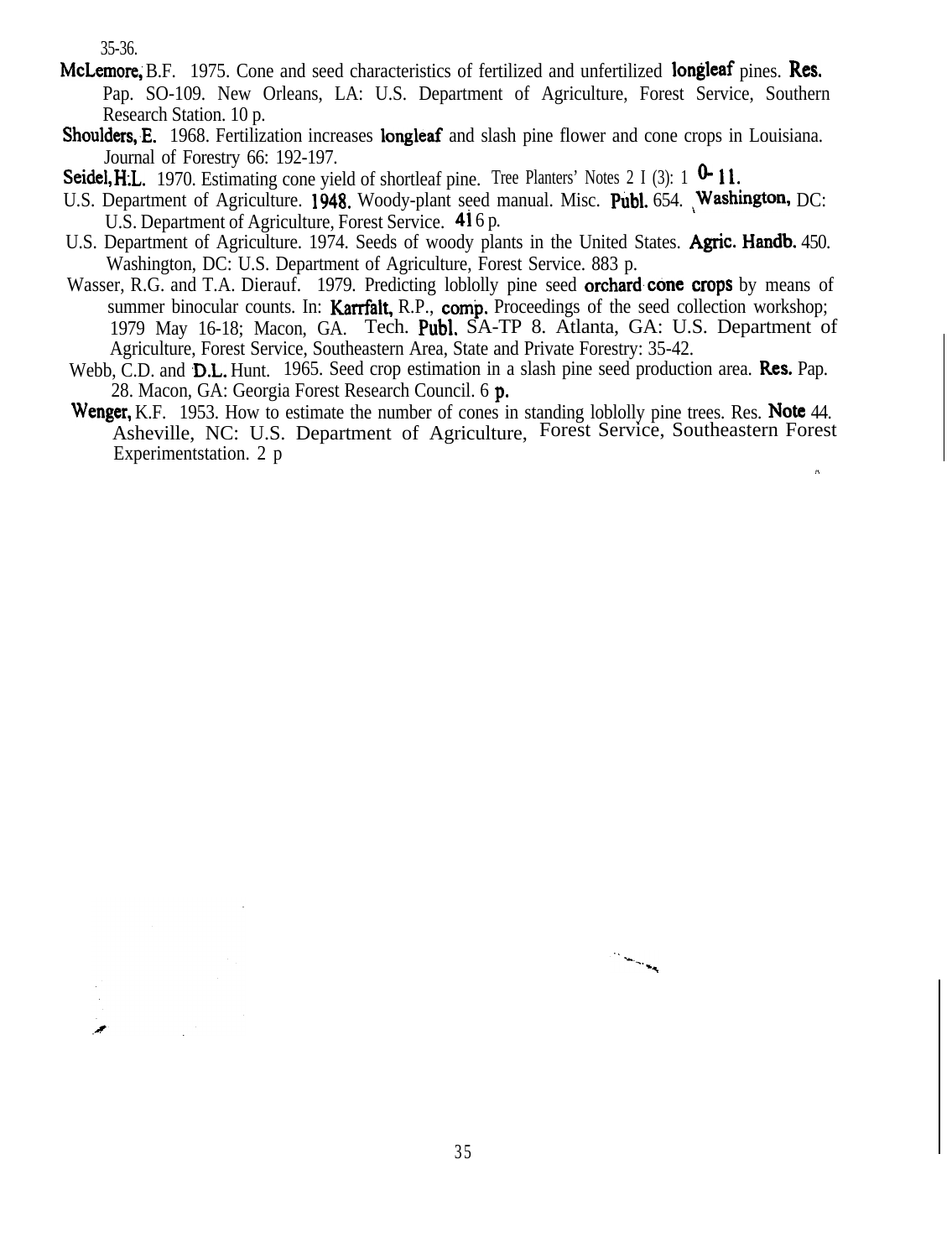35-36.

McLemore, B.F. 1975. Cone and seed characteristics of fertilized and unfertilized longleaf pines. Res. Pap. SO-109. New Orleans, LA: U.S. Department of Agriculture, Forest Service, Southern Research Station. 10 p.

Shoulders, E. 1968. Fertilization increases longleaf and slash pine flower and cone crops in Louisiana. Journal of Forestry 66: 192-197.

Seidel, H.L. 1970. Estimating cone yield of shortleaf pine. Tree Planters' Notes 2 I (3): 1 0- 11.

U.S. Department of Agriculture. 1948. Woody-plant seed manual. Misc. Publ. 654. Washington, DC: U.S. Department of Agriculture, Forest Service. 416 p.

U.S. Department of Agriculture. 1974. Seeds of woody plants in the United States. Agric. Handb. 450. Washington, DC: U.S. Department of Agriculture, Forest Service. 883 p.

Wasser, R.G. and T.A. Dierauf. 1979. Predicting loblolly pine seed orchard cone crops by means of summer binocular counts. In: Karrfalt, R.P., comp. Proceedings of the seed collection workshop; 1979 May 16-18; Macon, GA. Tech. Publ. SA-TP 8. Atlanta, GA: U.S. Department of Agriculture, Forest Service, Southeastern Area, State and Private Forestry: 35-42.

Webb, C.D. and D.L. Hunt. 1965. Seed crop estimation in a slash pine seed production area. Res. Pap. 28. Macon, GA: Georgia Forest Research Council. 6 p.

Wenger, K.F. 1953. How to estimate the number of cones in standing loblolly pine trees. Res. Note 44. Asheville, NC: U.S. Department of Agriculture, Forest Service, Southeastern Forest Experimentstation. 2 p